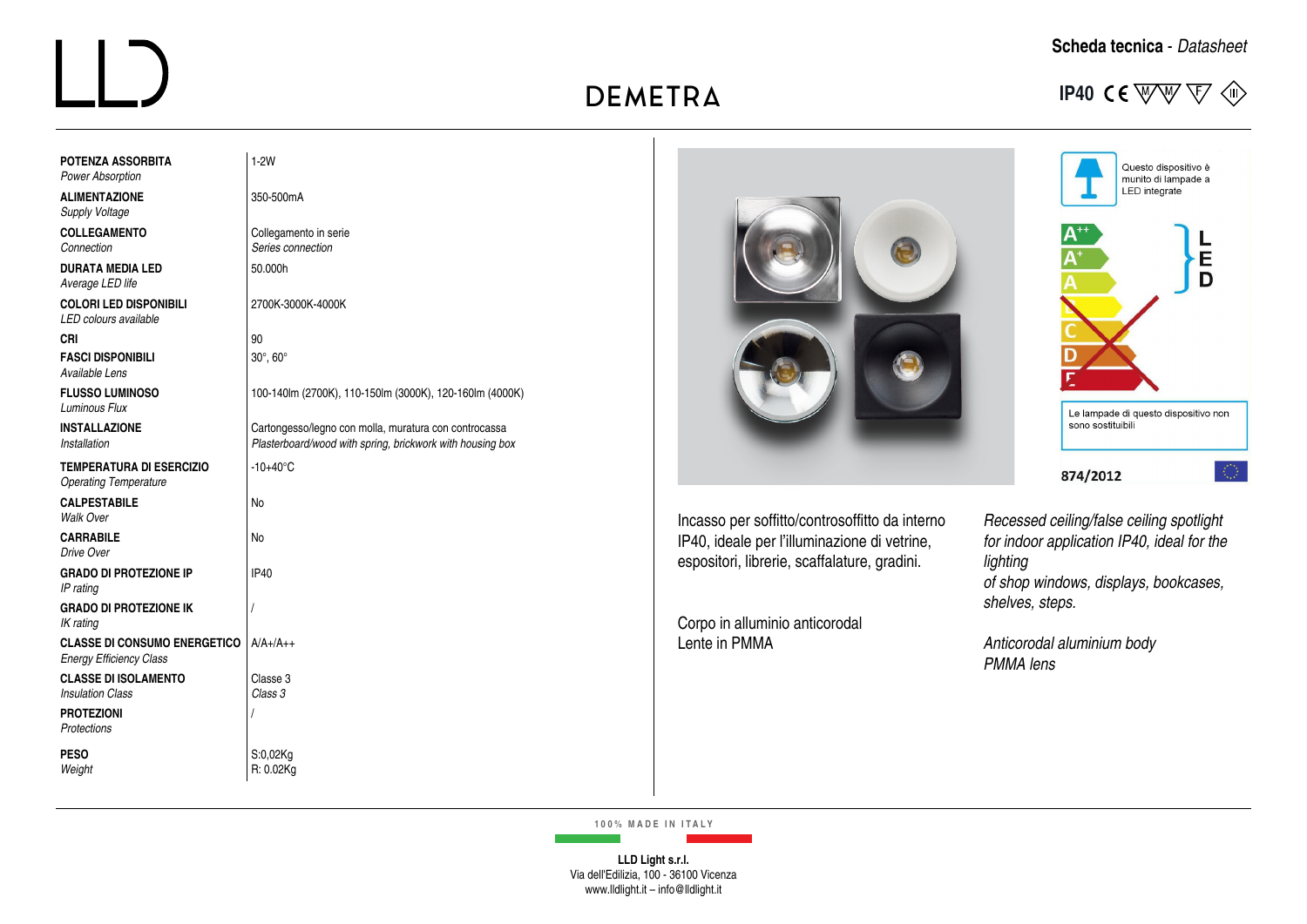# DEMETRA

**Scheda tecnica** - *Datasheet*

IP40

| | |
|---|---|
| **POTENZA ASSORBITA** *Power Absorption* | 1-2W |
| **ALIMENTAZIONE** *Supply Voltage* | 350-500mA |
| **COLLEGAMENTO** *Connection* | Collegamento in serie *Series connection* |
| **DURATA MEDIA LED** *Average LED life* | 50.000h |
| **COLORI LED DISPONIBILI** *LED colours available* | 2700K-3000K-4000K |
| **CRI** | 90 |
| **FASCI DISPONIBILI** *Available Lens* | 30°, 60° |
| **FLUSSO LUMINOSO** *Luminous Flux* | 100-140lm (2700K), 110-150lm (3000K), 120-160lm (4000K) |
| **INSTALLAZIONE** *Installation* | Cartongesso/legno con molla, muratura con controcassa *Plasterboard/wood with spring, brickwork with housing box* |
| **TEMPERATURA DI ESERCIZIO** *Operating Temperature* | -10+40°C |
| **CALPESTABILE** *Walk Over* | No |
| **CARRABILE** *Drive Over* | No |
| **GRADO DI PROTEZIONE IP** *IP rating* | IP40 |
| **GRADO DI PROTEZIONE IK** *IK rating* | / |
| **CLASSE DI CONSUMO ENERGETICO** *Energy Efficiency Class* | A/A+/A++ |
| **CLASSE DI ISOLAMENTO** *Insulation Class* | Classe 3 *Class 3* |
| **PROTEZIONI** *Protections* | / |
| **PESO** *Weight* | S:0,02Kg R: 0.02Kg |

Questo dispositivo è munito di lampade a LED integrate

Le lampade di questo dispositivo non sono sostituibili

874/2012

Incasso per soffitto/controsoffitto da interno IP40, ideale per l'illuminazione di vetrine, espositori, librerie, scaffalature, gradini.

Corpo in alluminio anticorodal
Lente in PMMA

*Recessed ceiling/false ceiling spotlight for indoor application IP40, ideal for the lighting of shop windows, displays, bookcases, shelves, steps.*

*Anticorodal aluminium body*
*PMMA lens*

100% MADE IN ITALY

**LLD Light s.r.l.**
Via dell'Edilizia, 100 - 36100 Vicenza
www.lldlight.it – info@lldlight.it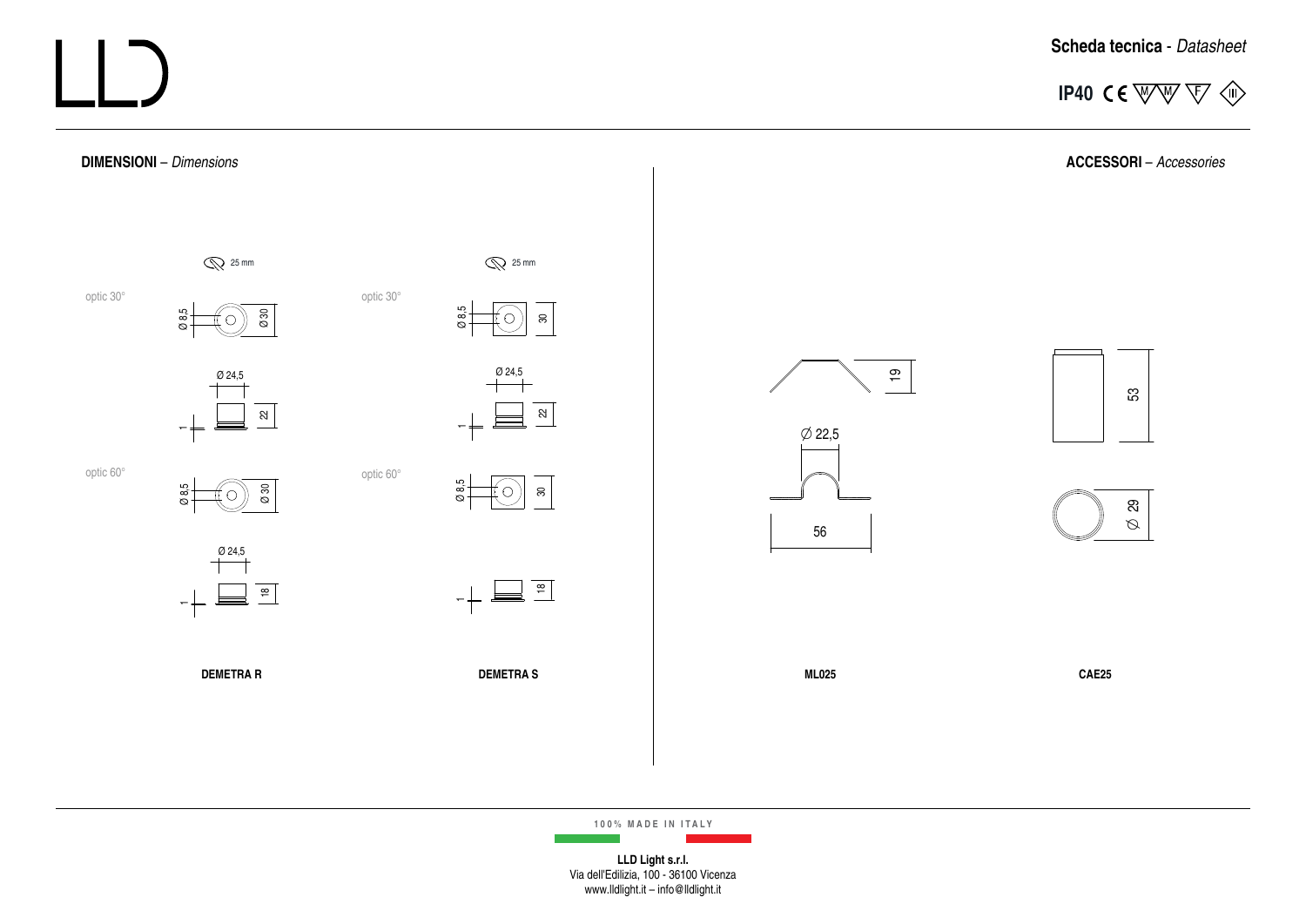**Scheda tecnica** - *Datasheet*

**IP40**

## DIMENSIONI – *Dimensions*

25 mm

optic 30°

Ø 8,5

Ø 30

Ø 24,5

1

22

optic 60°

Ø 8,5

Ø 30

Ø 24,5

1

18

**DEMETRA R**

25 mm

optic 30°

Ø 8,5

30

Ø 24,5

1

22

optic 60°

Ø 8,5

30

1

18

**DEMETRA S**

## ACCESSORI – *Accessories*

19

∅ 22,5

56

**ML025**

53

∅ 29

**CAE25**

**100% MADE IN ITALY**

**LLD Light s.r.l.**
Via dell'Edilizia, 100 - 36100 Vicenza
www.lldlight.it – info@lldlight.it